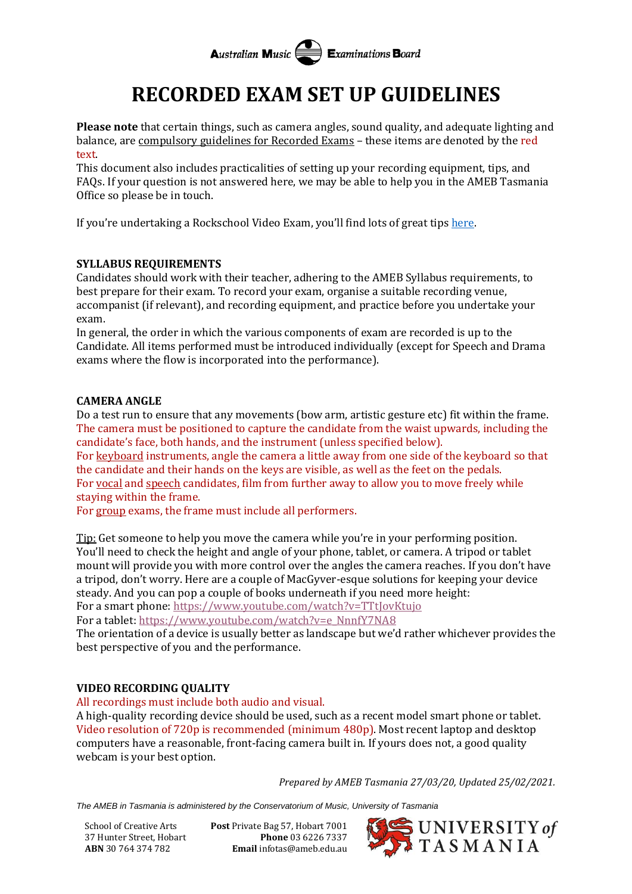Australian Music Examinations Board

# RECORDED EXAM SET UP GUIDELINES

**Please note** that certain things, such as camera angles, sound quality, and adequate lighting and balance, are compulsory guidelines for Recorded Exams – these items are denoted by the red text.

This document also includes practicalities of setting up your recording equipment, tips, and FAQs. If your question is not answered here, we may be able to help you in the AMEB Tasmania Office so please be in touch.

If you're undertaking a Rockschool Video Exam, you'll find lots of great tips here.

## SYLLABUS REQUIREMENTS

Candidates should work with their teacher, adhering to the AMEB Syllabus requirements, to best prepare for their exam. To record your exam, organise a suitable recording venue, accompanist (if relevant), and recording equipment, and practice before you undertake your exam.

In general, the order in which the various components of exam are recorded is up to the Candidate. All items performed must be introduced individually (except for Speech and Drama exams where the flow is incorporated into the performance).

## CAMERA ANGLE

Do a test run to ensure that any movements (bow arm, artistic gesture etc) fit within the frame.

The camera must be positioned to capture the candidate from the waist upwards, including the candidate's face, both hands, and the instrument (unless specified below).

For keyboard instruments, angle the camera a little away from one side of the keyboard so that the candidate and their hands on the keys are visible, as well as the feet on the pedals.

For vocal and speech candidates, film from further away to allow you to move freely while staying within the frame.

For group exams, the frame must include all performers.

Tip: Get someone to help you move the camera while you're in your performing position. You'll need to check the height and angle of your phone, tablet, or camera. A tripod or tablet mount will provide you with more control over the angles the camera reaches. If you don't have a tripod, don't worry. Here are a couple of MacGyver-esque solutions for keeping your device steady. And you can pop a couple of books underneath if you need more height:

For a smart phone: https://www.youtube.com/watch?v=TTtJovKtujo

For a tablet: https://www.youtube.com/watch?v=e_NnnfY7NA8

The orientation of a device is usually better as landscape but we'd rather whichever provides the best perspective of you and the performance.

## VIDEO RECORDING QUALITY

All recordings must include both audio and visual.

A high-quality recording device should be used, such as a recent model smart phone or tablet. Video resolution of 720p is recommended (minimum 480p). Most recent laptop and desktop computers have a reasonable, front-facing camera built in. If yours does not, a good quality webcam is your best option.

*Prepared by AMEB Tasmania 27/03/20, Updated 25/02/2021.*

*The AMEB in Tasmania is administered by the Conservatorium of Music, University of Tasmania*

School of Creative Arts
37 Hunter Street, Hobart
**ABN** 30 764 374 782

**Post** Private Bag 57, Hobart 7001
**Phone** 03 6226 7337
**Email** infotas@ameb.edu.au

UNIVERSITY of TASMANIA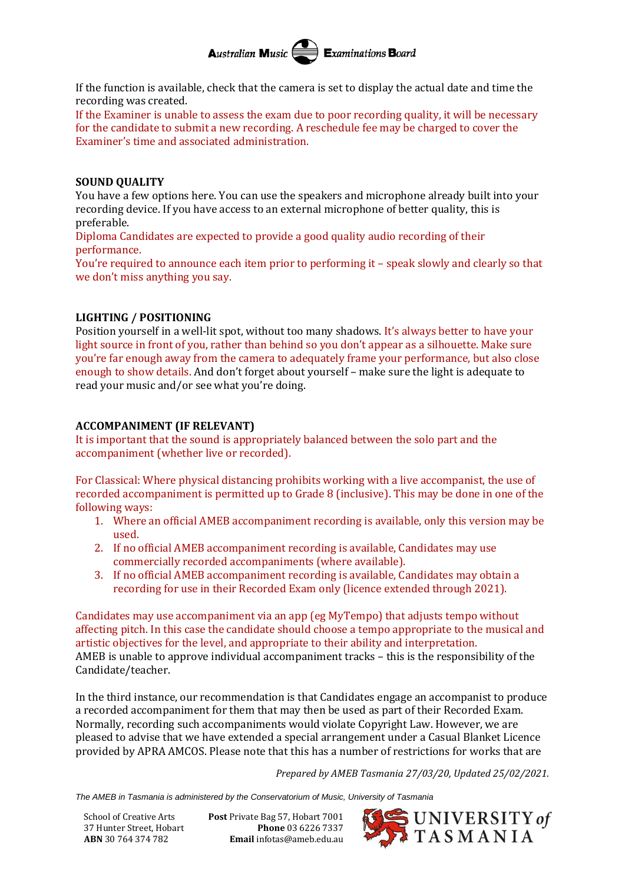If the function is available, check that the camera is set to display the actual date and time the recording was created.
If the Examiner is unable to assess the exam due to poor recording quality, it will be necessary for the candidate to submit a new recording. A reschedule fee may be charged to cover the Examiner's time and associated administration.

**SOUND QUALITY**
You have a few options here. You can use the speakers and microphone already built into your recording device. If you have access to an external microphone of better quality, this is preferable.
Diploma Candidates are expected to provide a good quality audio recording of their performance.
You're required to announce each item prior to performing it – speak slowly and clearly so that we don't miss anything you say.

**LIGHTING / POSITIONING**
Position yourself in a well-lit spot, without too many shadows. It's always better to have your light source in front of you, rather than behind so you don't appear as a silhouette. Make sure you're far enough away from the camera to adequately frame your performance, but also close enough to show details. And don't forget about yourself – make sure the light is adequate to read your music and/or see what you're doing.

**ACCOMPANIMENT (IF RELEVANT)**
It is important that the sound is appropriately balanced between the solo part and the accompaniment (whether live or recorded).

For Classical: Where physical distancing prohibits working with a live accompanist, the use of recorded accompaniment is permitted up to Grade 8 (inclusive). This may be done in one of the following ways:

1. Where an official AMEB accompaniment recording is available, only this version may be used.
2. If no official AMEB accompaniment recording is available, Candidates may use commercially recorded accompaniments (where available).
3. If no official AMEB accompaniment recording is available, Candidates may obtain a recording for use in their Recorded Exam only (licence extended through 2021).

Candidates may use accompaniment via an app (eg MyTempo) that adjusts tempo without affecting pitch. In this case the candidate should choose a tempo appropriate to the musical and artistic objectives for the level, and appropriate to their ability and interpretation.
AMEB is unable to approve individual accompaniment tracks – this is the responsibility of the Candidate/teacher.

In the third instance, our recommendation is that Candidates engage an accompanist to produce a recorded accompaniment for them that may then be used as part of their Recorded Exam. Normally, recording such accompaniments would violate Copyright Law. However, we are pleased to advise that we have extended a special arrangement under a Casual Blanket Licence provided by APRA AMCOS. Please note that this has a number of restrictions for works that are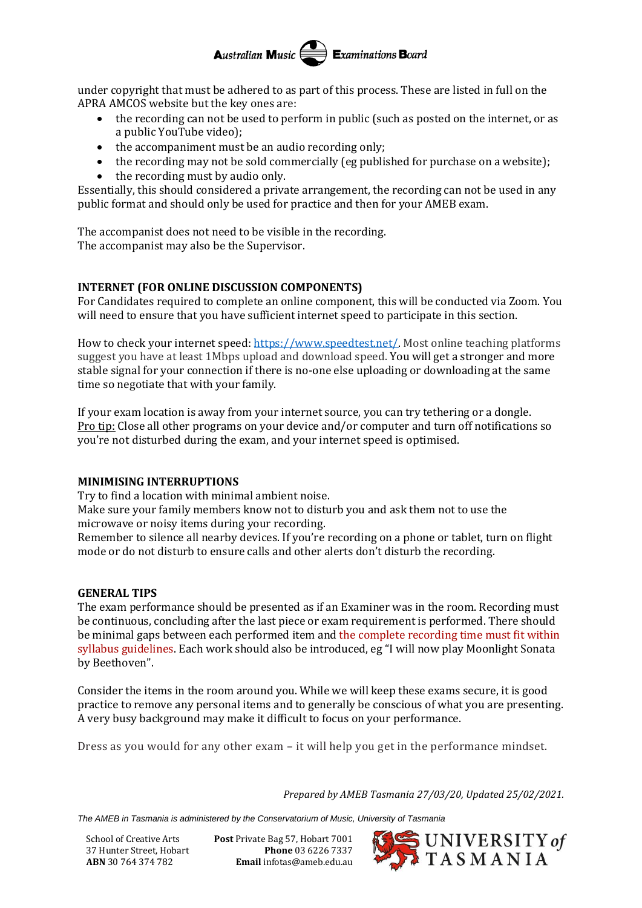under copyright that must be adhered to as part of this process. These are listed in full on the APRA AMCOS website but the key ones are:

- the recording can not be used to perform in public (such as posted on the internet, or as a public YouTube video);
- the accompaniment must be an audio recording only;
- the recording may not be sold commercially (eg published for purchase on a website);
- the recording must by audio only.

Essentially, this should considered a private arrangement, the recording can not be used in any public format and should only be used for practice and then for your AMEB exam.

The accompanist does not need to be visible in the recording.
The accompanist may also be the Supervisor.

**INTERNET (FOR ONLINE DISCUSSION COMPONENTS)**

For Candidates required to complete an online component, this will be conducted via Zoom. You will need to ensure that you have sufficient internet speed to participate in this section.

How to check your internet speed: https://www.speedtest.net/. Most online teaching platforms suggest you have at least 1Mbps upload and download speed. You will get a stronger and more stable signal for your connection if there is no-one else uploading or downloading at the same time so negotiate that with your family.

If your exam location is away from your internet source, you can try tethering or a dongle.
Pro tip: Close all other programs on your device and/or computer and turn off notifications so you're not disturbed during the exam, and your internet speed is optimised.

**MINIMISING INTERRUPTIONS**

Try to find a location with minimal ambient noise.
Make sure your family members know not to disturb you and ask them not to use the microwave or noisy items during your recording.
Remember to silence all nearby devices. If you're recording on a phone or tablet, turn on flight mode or do not disturb to ensure calls and other alerts don't disturb the recording.

**GENERAL TIPS**

The exam performance should be presented as if an Examiner was in the room. Recording must be continuous, concluding after the last piece or exam requirement is performed. There should be minimal gaps between each performed item and the complete recording time must fit within syllabus guidelines. Each work should also be introduced, eg "I will now play Moonlight Sonata by Beethoven".

Consider the items in the room around you. While we will keep these exams secure, it is good practice to remove any personal items and to generally be conscious of what you are presenting. A very busy background may make it difficult to focus on your performance.

Dress as you would for any other exam – it will help you get in the performance mindset.

*Prepared by AMEB Tasmania 27/03/20, Updated 25/02/2021.*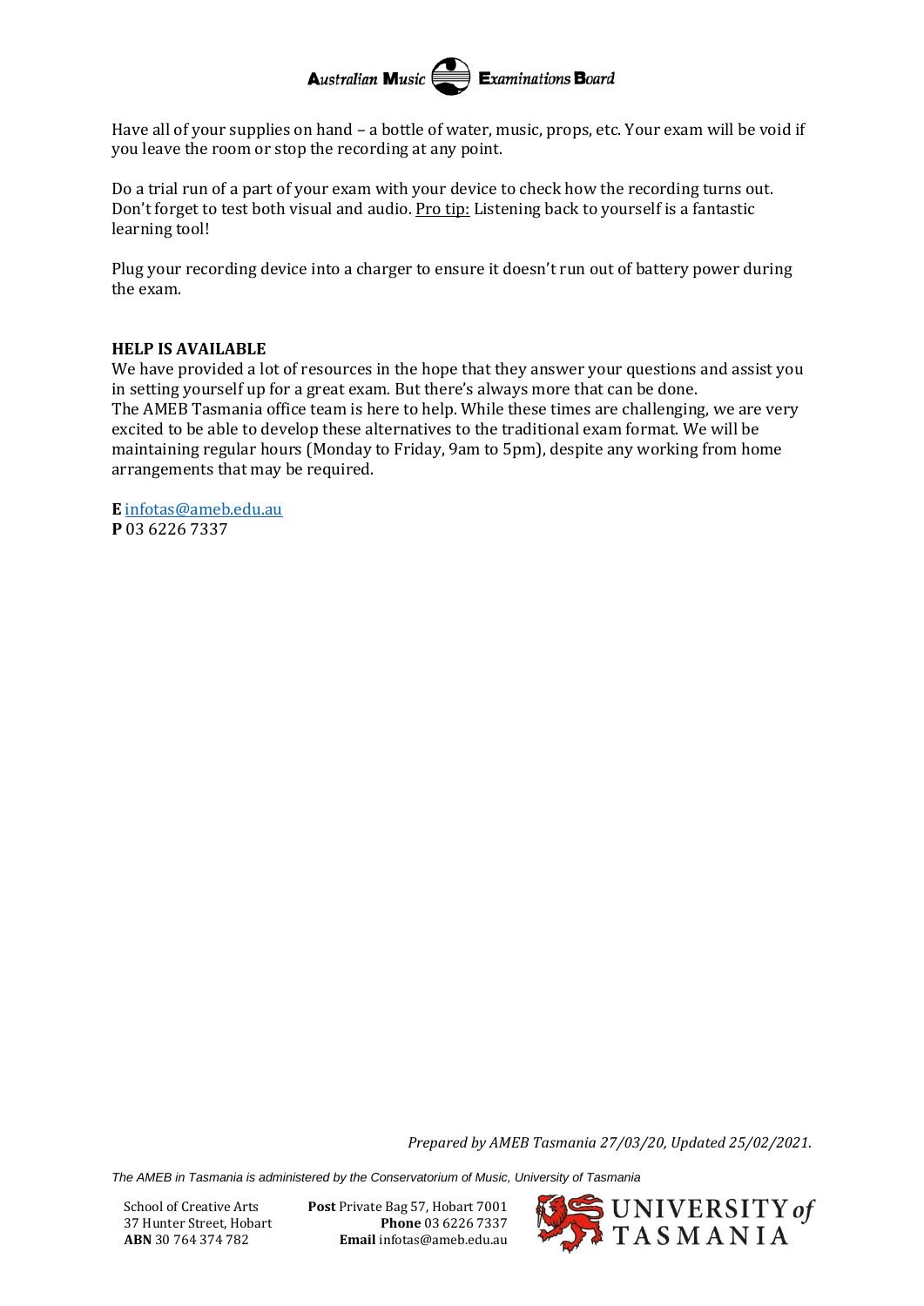Have all of your supplies on hand – a bottle of water, music, props, etc. Your exam will be void if you leave the room or stop the recording at any point.

Do a trial run of a part of your exam with your device to check how the recording turns out. Don't forget to test both visual and audio. Pro tip: Listening back to yourself is a fantastic learning tool!

Plug your recording device into a charger to ensure it doesn't run out of battery power during the exam.

**HELP IS AVAILABLE**

We have provided a lot of resources in the hope that they answer your questions and assist you in setting yourself up for a great exam. But there's always more that can be done.
The AMEB Tasmania office team is here to help. While these times are challenging, we are very excited to be able to develop these alternatives to the traditional exam format. We will be maintaining regular hours (Monday to Friday, 9am to 5pm), despite any working from home arrangements that may be required.

**E** infotas@ameb.edu.au
**P** 03 6226 7337

*Prepared by AMEB Tasmania 27/03/20, Updated 25/02/2021.*